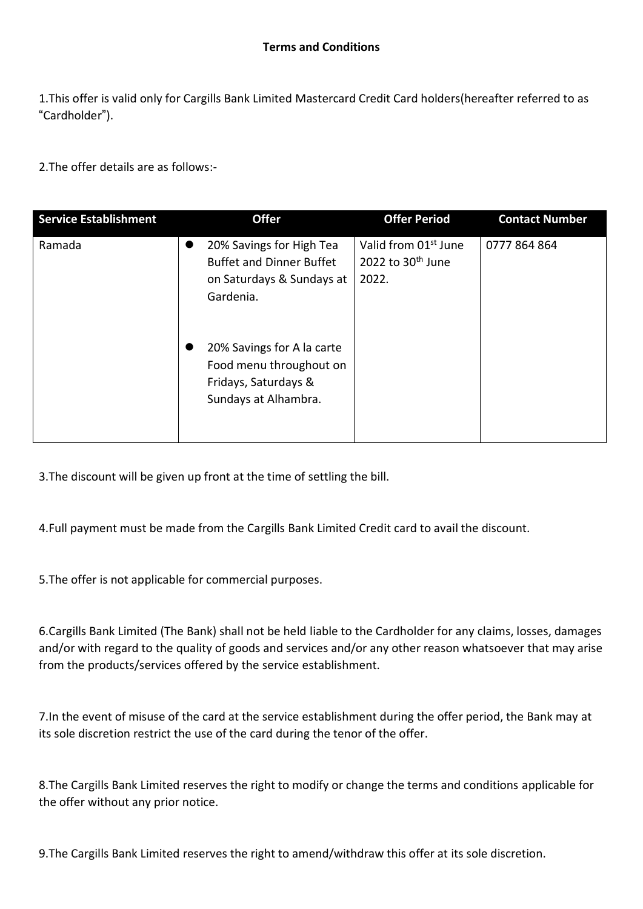**Terms and Conditions**

1.This offer is valid only for Cargills Bank Limited Mastercard Credit Card holders(hereafter referred to as "Cardholder").

2.The offer details are as follows:-

| Service Establishment | Offer | Offer Period | Contact Number |
|---|---|---|---|
| Ramada | • 20% Savings for High Tea Buffet and Dinner Buffet on Saturdays & Sundays at Gardenia.<br><br>• 20% Savings for A la carte Food menu throughout on Fridays, Saturdays & Sundays at Alhambra. | Valid from 01st June 2022 to 30th June 2022. | 0777 864 864 |

3.The discount will be given up front at the time of settling the bill.

4.Full payment must be made from the Cargills Bank Limited Credit card to avail the discount.

5.The offer is not applicable for commercial purposes.

6.Cargills Bank Limited (The Bank) shall not be held liable to the Cardholder for any claims, losses, damages and/or with regard to the quality of goods and services and/or any other reason whatsoever that may arise from the products/services offered by the service establishment.

7.In the event of misuse of the card at the service establishment during the offer period, the Bank may at its sole discretion restrict the use of the card during the tenor of the offer.

8.The Cargills Bank Limited reserves the right to modify or change the terms and conditions applicable for the offer without any prior notice.

9.The Cargills Bank Limited reserves the right to amend/withdraw this offer at its sole discretion.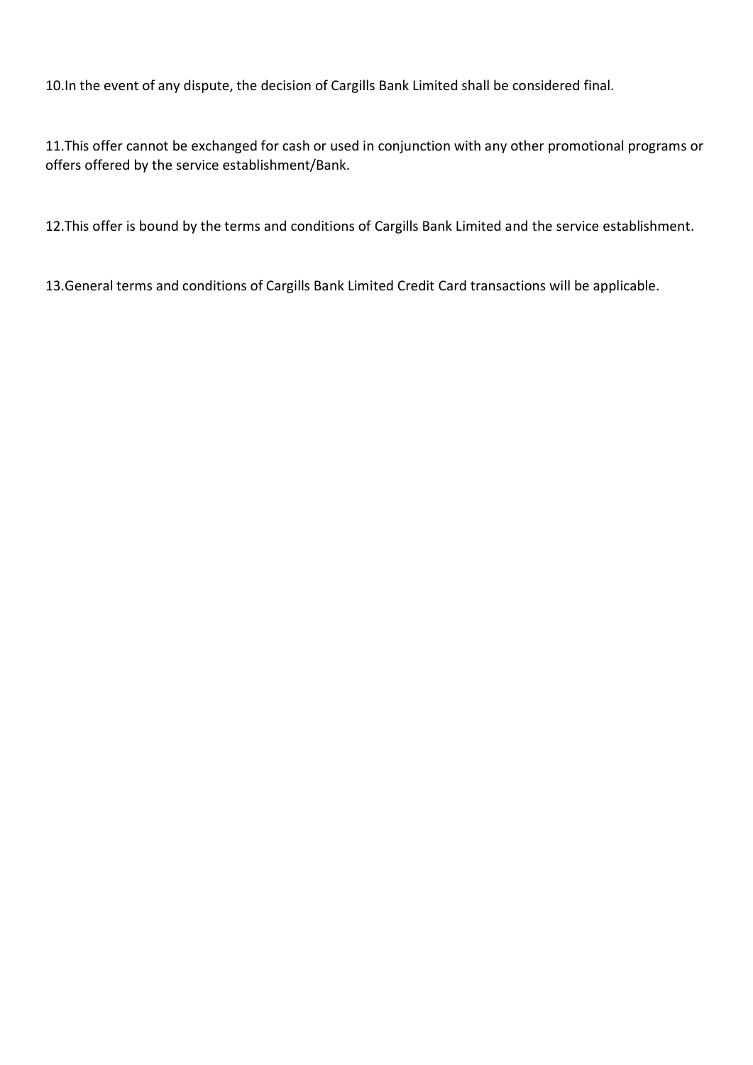10.In the event of any dispute, the decision of Cargills Bank Limited shall be considered final.

11.This offer cannot be exchanged for cash or used in conjunction with any other promotional programs or offers offered by the service establishment/Bank.

12.This offer is bound by the terms and conditions of Cargills Bank Limited and the service establishment.

13.General terms and conditions of Cargills Bank Limited Credit Card transactions will be applicable.